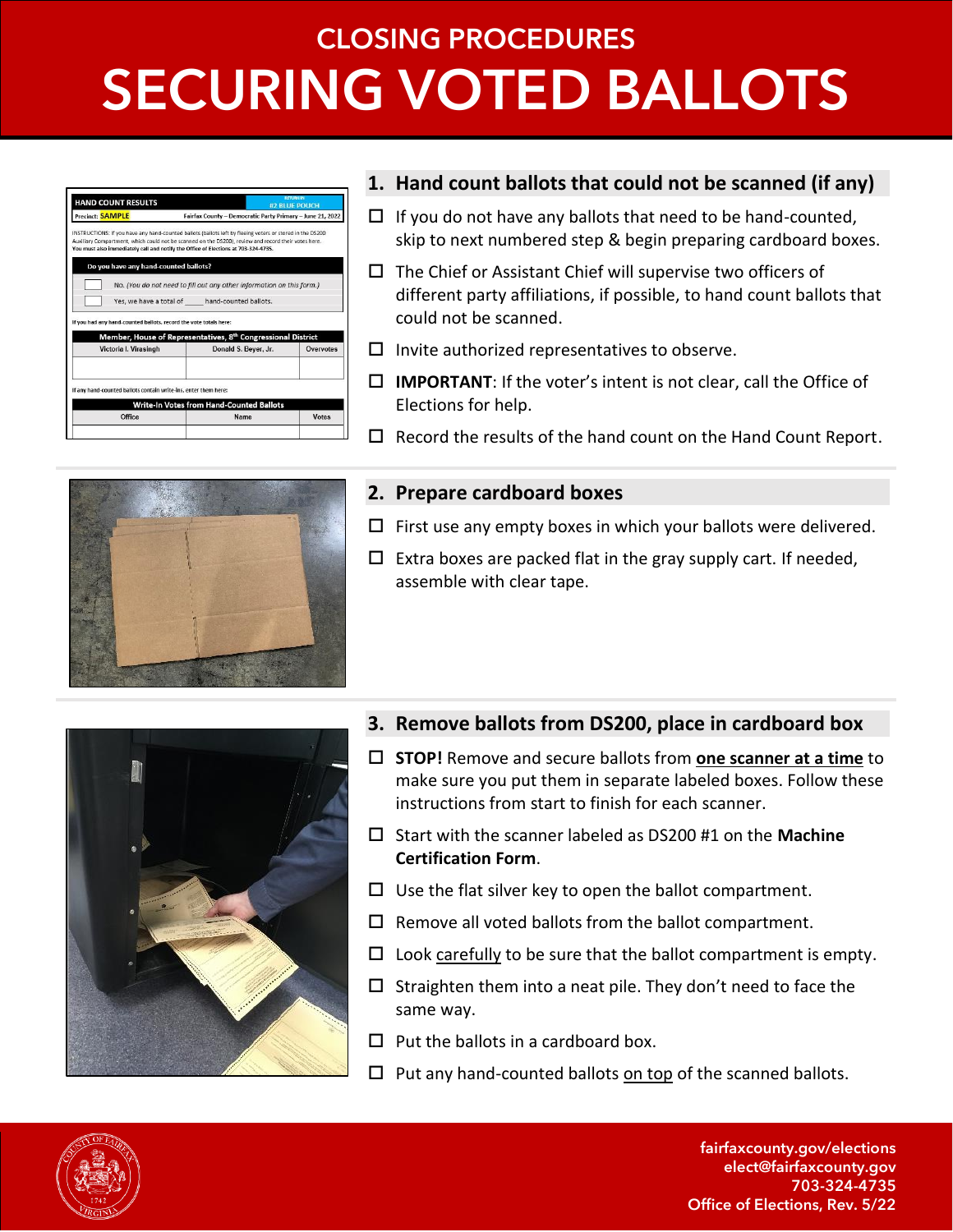CLOSING PROCEDURES

# SECURING VOTED BALLOTS

## 1. Hand count ballots that could not be scanned (if any)

- ☐ If you do not have any ballots that need to be hand-counted, skip to next numbered step & begin preparing cardboard boxes.
- ☐ The Chief or Assistant Chief will supervise two officers of different party affiliations, if possible, to hand count ballots that could not be scanned.
- ☐ Invite authorized representatives to observe.
- ☐ **IMPORTANT**: If the voter's intent is not clear, call the Office of Elections for help.
- ☐ Record the results of the hand count on the Hand Count Report.

## 2. Prepare cardboard boxes

- ☐ First use any empty boxes in which your ballots were delivered.
- ☐ Extra boxes are packed flat in the gray supply cart. If needed, assemble with clear tape.

## 3. Remove ballots from DS200, place in cardboard box

- ☐ **STOP!** Remove and secure ballots from **one scanner at a time** to make sure you put them in separate labeled boxes. Follow these instructions from start to finish for each scanner.
- ☐ Start with the scanner labeled as DS200 #1 on the **Machine Certification Form**.
- ☐ Use the flat silver key to open the ballot compartment.
- ☐ Remove all voted ballots from the ballot compartment.
- ☐ Look carefully to be sure that the ballot compartment is empty.
- ☐ Straighten them into a neat pile. They don't need to face the same way.
- ☐ Put the ballots in a cardboard box.
- ☐ Put any hand-counted ballots on top of the scanned ballots.

fairfaxcounty.gov/elections
elect@fairfaxcounty.gov
703-324-4735
Office of Elections, Rev. 5/22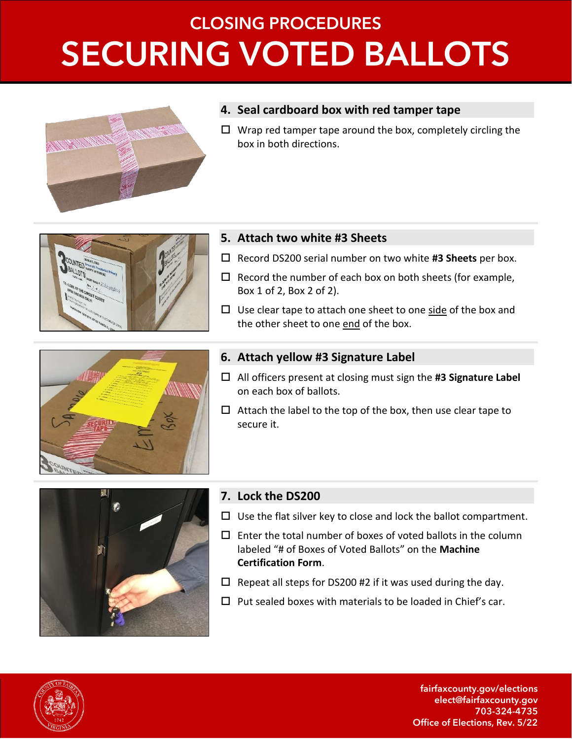# CLOSING PROCEDURES
# SECURING VOTED BALLOTS

## 4. Seal cardboard box with red tamper tape

- ☐ Wrap red tamper tape around the box, completely circling the box in both directions.

## 5. Attach two white #3 Sheets

- ☐ Record DS200 serial number on two white **#3 Sheets** per box.
- ☐ Record the number of each box on both sheets (for example, Box 1 of 2, Box 2 of 2).
- ☐ Use clear tape to attach one sheet to one side of the box and the other sheet to one end of the box.

## 6. Attach yellow #3 Signature Label

- ☐ All officers present at closing must sign the **#3 Signature Label** on each box of ballots.
- ☐ Attach the label to the top of the box, then use clear tape to secure it.

## 7. Lock the DS200

- ☐ Use the flat silver key to close and lock the ballot compartment.
- ☐ Enter the total number of boxes of voted ballots in the column labeled "# of Boxes of Voted Ballots" on the **Machine Certification Form**.
- ☐ Repeat all steps for DS200 #2 if it was used during the day.
- ☐ Put sealed boxes with materials to be loaded in Chief's car.

fairfaxcounty.gov/elections
elect@fairfaxcounty.gov
703-324-4735
Office of Elections, Rev. 5/22